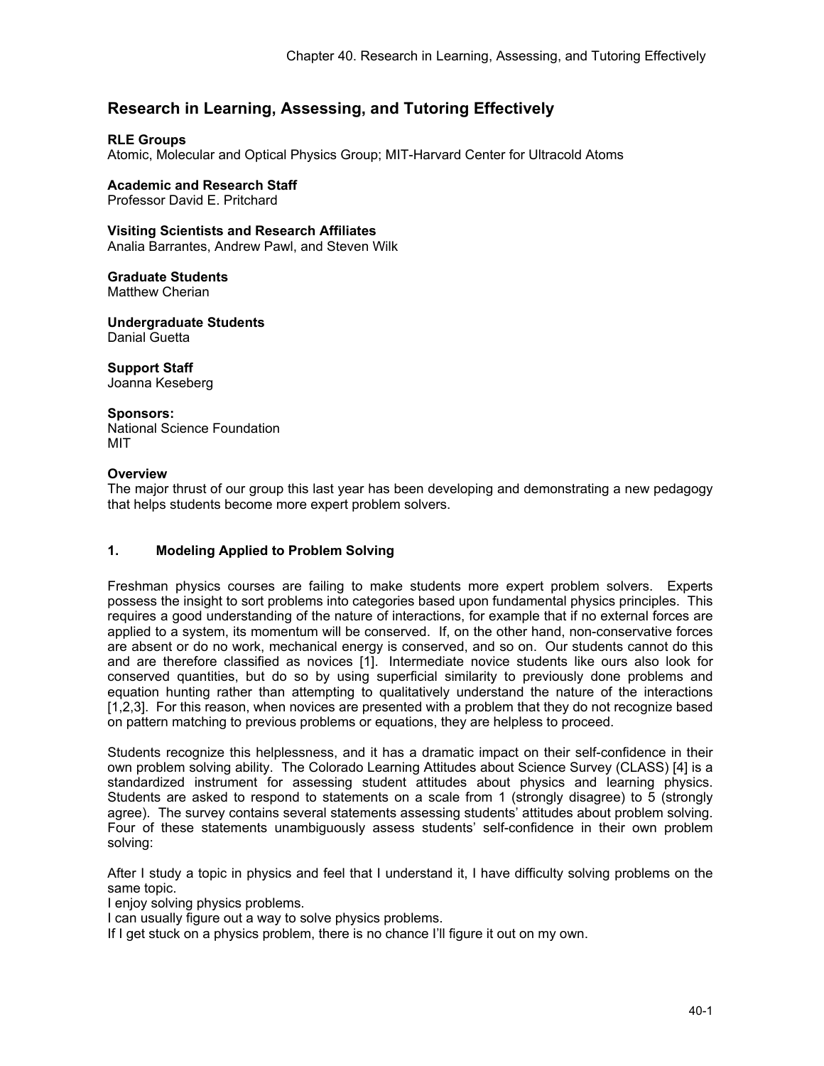# Research in Learning, Assessing, and Tutoring Effectively

**RLE Groups**
Atomic, Molecular and Optical Physics Group; MIT-Harvard Center for Ultracold Atoms

**Academic and Research Staff**
Professor David E. Pritchard

**Visiting Scientists and Research Affiliates**
Analia Barrantes, Andrew Pawl, and Steven Wilk

**Graduate Students**
Matthew Cherian

**Undergraduate Students**
Danial Guetta

**Support Staff**
Joanna Keseberg

**Sponsors:**
National Science Foundation
MIT

**Overview**
The major thrust of our group this last year has been developing and demonstrating a new pedagogy that helps students become more expert problem solvers.

## 1. Modeling Applied to Problem Solving

Freshman physics courses are failing to make students more expert problem solvers. Experts possess the insight to sort problems into categories based upon fundamental physics principles. This requires a good understanding of the nature of interactions, for example that if no external forces are applied to a system, its momentum will be conserved. If, on the other hand, non-conservative forces are absent or do no work, mechanical energy is conserved, and so on. Our students cannot do this and are therefore classified as novices [1]. Intermediate novice students like ours also look for conserved quantities, but do so by using superficial similarity to previously done problems and equation hunting rather than attempting to qualitatively understand the nature of the interactions [1,2,3]. For this reason, when novices are presented with a problem that they do not recognize based on pattern matching to previous problems or equations, they are helpless to proceed.

Students recognize this helplessness, and it has a dramatic impact on their self-confidence in their own problem solving ability. The Colorado Learning Attitudes about Science Survey (CLASS) [4] is a standardized instrument for assessing student attitudes about physics and learning physics. Students are asked to respond to statements on a scale from 1 (strongly disagree) to 5 (strongly agree). The survey contains several statements assessing students' attitudes about problem solving. Four of these statements unambiguously assess students' self-confidence in their own problem solving:

After I study a topic in physics and feel that I understand it, I have difficulty solving problems on the same topic.
I enjoy solving physics problems.
I can usually figure out a way to solve physics problems.
If I get stuck on a physics problem, there is no chance I'll figure it out on my own.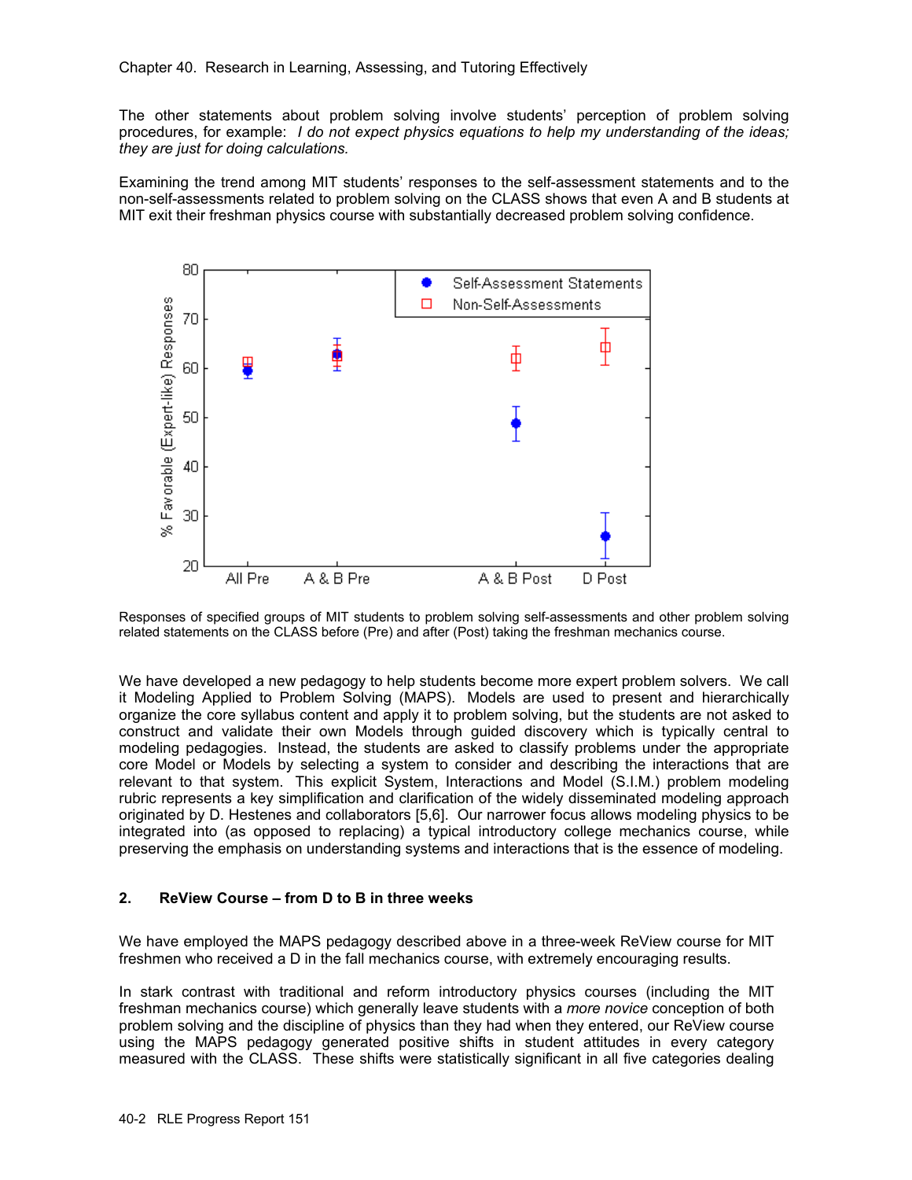The other statements about problem solving involve students' perception of problem solving procedures, for example: *I do not expect physics equations to help my understanding of the ideas; they are just for doing calculations.*

Examining the trend among MIT students' responses to the self-assessment statements and to the non-self-assessments related to problem solving on the CLASS shows that even A and B students at MIT exit their freshman physics course with substantially decreased problem solving confidence.

Responses of specified groups of MIT students to problem solving self-assessments and other problem solving related statements on the CLASS before (Pre) and after (Post) taking the freshman mechanics course.

We have developed a new pedagogy to help students become more expert problem solvers. We call it Modeling Applied to Problem Solving (MAPS). Models are used to present and hierarchically organize the core syllabus content and apply it to problem solving, but the students are not asked to construct and validate their own Models through guided discovery which is typically central to modeling pedagogies. Instead, the students are asked to classify problems under the appropriate core Model or Models by selecting a system to consider and describing the interactions that are relevant to that system. This explicit System, Interactions and Model (S.I.M.) problem modeling rubric represents a key simplification and clarification of the widely disseminated modeling approach originated by D. Hestenes and collaborators [5,6]. Our narrower focus allows modeling physics to be integrated into (as opposed to replacing) a typical introductory college mechanics course, while preserving the emphasis on understanding systems and interactions that is the essence of modeling.

## 2. ReView Course – from D to B in three weeks

We have employed the MAPS pedagogy described above in a three-week ReView course for MIT freshmen who received a D in the fall mechanics course, with extremely encouraging results.

In stark contrast with traditional and reform introductory physics courses (including the MIT freshman mechanics course) which generally leave students with a *more novice* conception of both problem solving and the discipline of physics than they had when they entered, our ReView course using the MAPS pedagogy generated positive shifts in student attitudes in every category measured with the CLASS. These shifts were statistically significant in all five categories dealing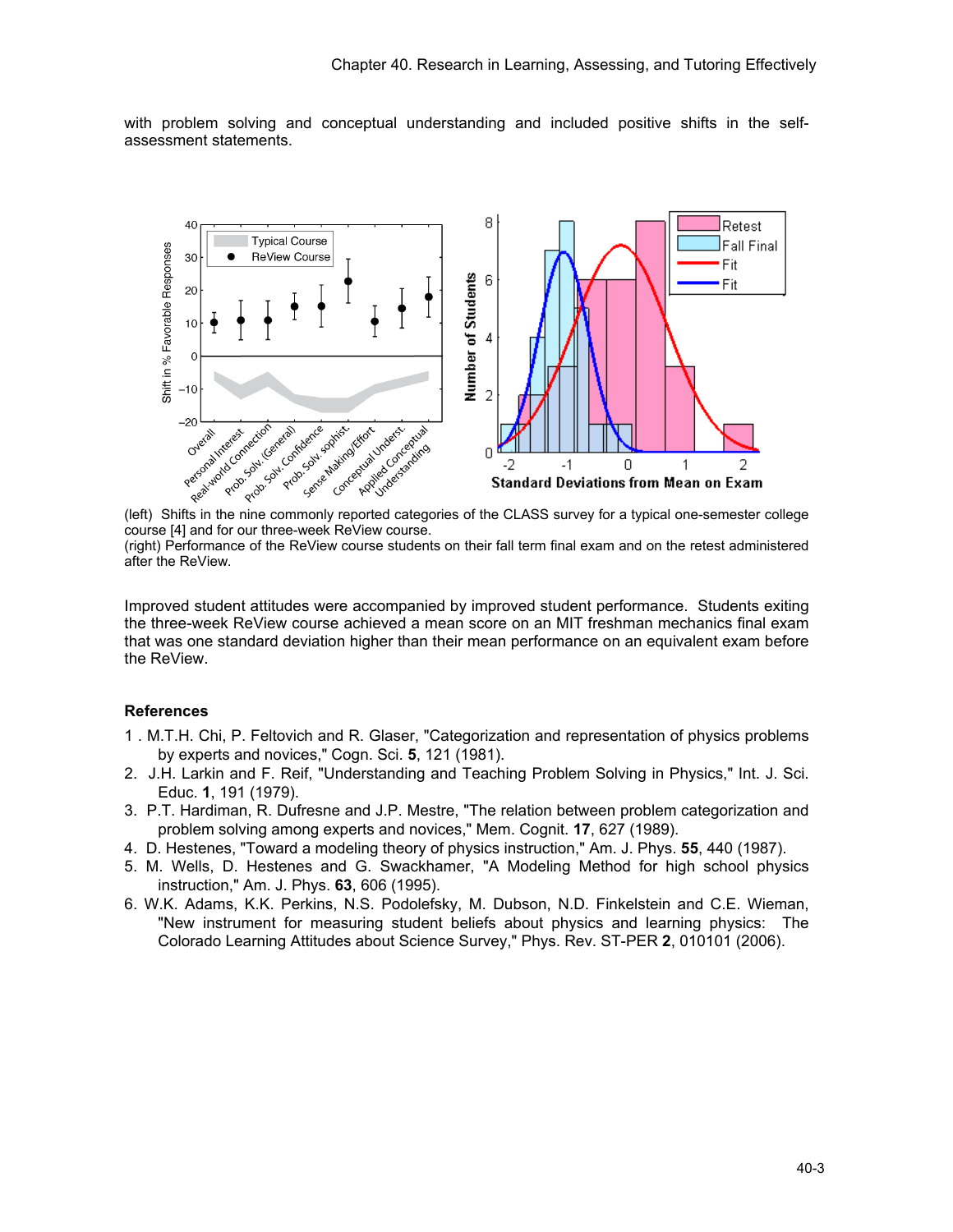with problem solving and conceptual understanding and included positive shifts in the self-assessment statements.

40
30
20
10
0
−10
−20

Shift in % Favorable Responses

Typical Course
ReView Course

Overall
Personal Interest
Real-world Connection
Prob. Solv. (General)
Prob. Solv. Confidence
Prob. Solv. sophist.
Sense Making/Effort
Conceptual Underst.
Applied Conceptual Understanding

8
6
4
2
0

Number of Students

-2
-1
0
1
2

Standard Deviations from Mean on Exam

Retest
Fall Final
Fit
Fit

(left) Shifts in the nine commonly reported categories of the CLASS survey for a typical one-semester college course [4] and for our three-week ReView course.
(right) Performance of the ReView course students on their fall term final exam and on the retest administered after the ReView.

Improved student attitudes were accompanied by improved student performance. Students exiting the three-week ReView course achieved a mean score on an MIT freshman mechanics final exam that was one standard deviation higher than their mean performance on an equivalent exam before the ReView.

## References

1. M.T.H. Chi, P. Feltovich and R. Glaser, "Categorization and representation of physics problems by experts and novices," Cogn. Sci. **5**, 121 (1981).
2. J.H. Larkin and F. Reif, "Understanding and Teaching Problem Solving in Physics," Int. J. Sci. Educ. **1**, 191 (1979).
3. P.T. Hardiman, R. Dufresne and J.P. Mestre, "The relation between problem categorization and problem solving among experts and novices," Mem. Cognit. **17**, 627 (1989).
4. D. Hestenes, "Toward a modeling theory of physics instruction," Am. J. Phys. **55**, 440 (1987).
5. M. Wells, D. Hestenes and G. Swackhamer, "A Modeling Method for high school physics instruction," Am. J. Phys. **63**, 606 (1995).
6. W.K. Adams, K.K. Perkins, N.S. Podolefsky, M. Dubson, N.D. Finkelstein and C.E. Wieman, "New instrument for measuring student beliefs about physics and learning physics: The Colorado Learning Attitudes about Science Survey," Phys. Rev. ST-PER **2**, 010101 (2006).